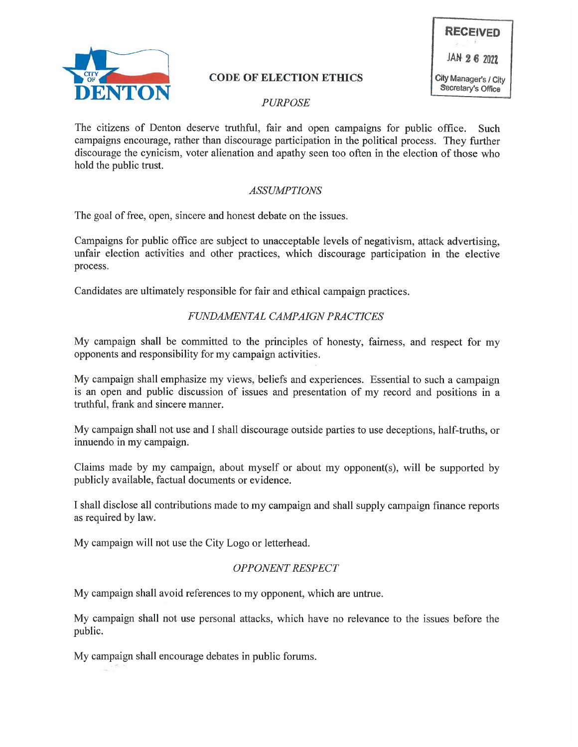CITY OF DENTON

RECEIVED

JAN 26 2022

City Manager's / City Secretary's Office

# CODE OF ELECTION ETHICS

## *PURPOSE*

The citizens of Denton deserve truthful, fair and open campaigns for public office. Such campaigns encourage, rather than discourage participation in the political process. They further discourage the cynicism, voter alienation and apathy seen too often in the election of those who hold the public trust.

## *ASSUMPTIONS*

The goal of free, open, sincere and honest debate on the issues.

Campaigns for public office are subject to unacceptable levels of negativism, attack advertising, unfair election activities and other practices, which discourage participation in the elective process.

Candidates are ultimately responsible for fair and ethical campaign practices.

## *FUNDAMENTAL CAMPAIGN PRACTICES*

My campaign shall be committed to the principles of honesty, fairness, and respect for my opponents and responsibility for my campaign activities.

My campaign shall emphasize my views, beliefs and experiences. Essential to such a campaign is an open and public discussion of issues and presentation of my record and positions in a truthful, frank and sincere manner.

My campaign shall not use and I shall discourage outside parties to use deceptions, half-truths, or innuendo in my campaign.

Claims made by my campaign, about myself or about my opponent(s), will be supported by publicly available, factual documents or evidence.

I shall disclose all contributions made to my campaign and shall supply campaign finance reports as required by law.

My campaign will not use the City Logo or letterhead.

## *OPPONENT RESPECT*

My campaign shall avoid references to my opponent, which are untrue.

My campaign shall not use personal attacks, which have no relevance to the issues before the public.

My campaign shall encourage debates in public forums.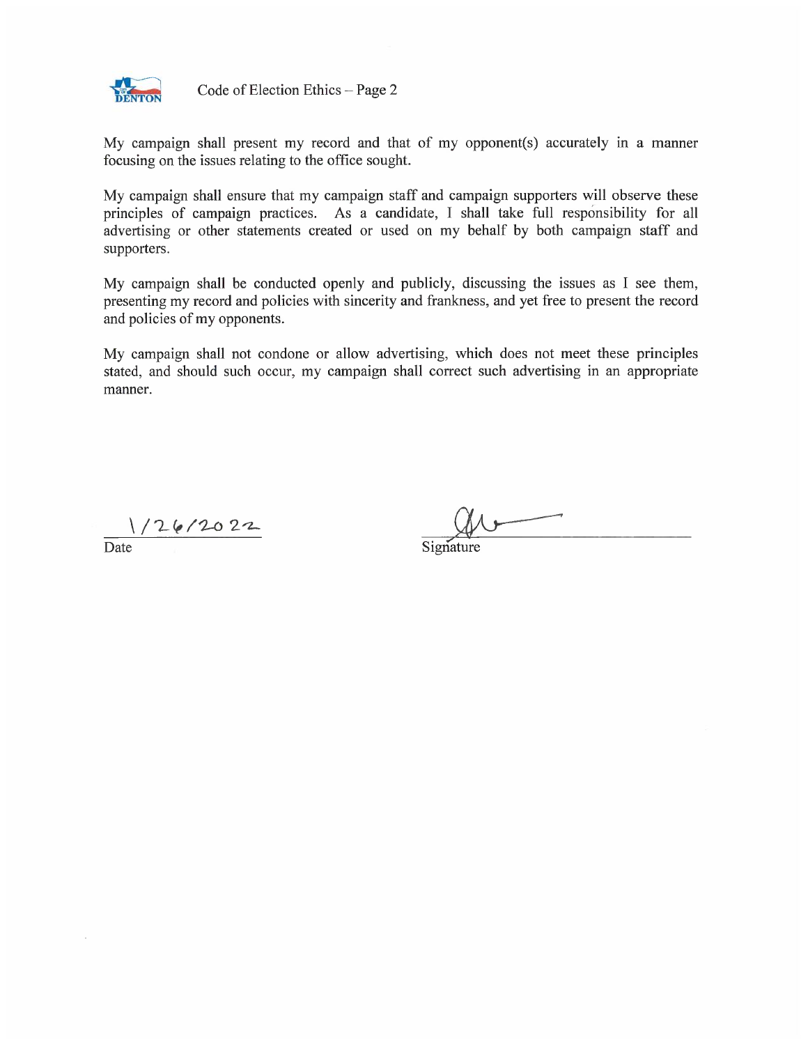My campaign shall present my record and that of my opponent(s) accurately in a manner focusing on the issues relating to the office sought.

My campaign shall ensure that my campaign staff and campaign supporters will observe these principles of campaign practices. As a candidate, I shall take full responsibility for all advertising or other statements created or used on my behalf by both campaign staff and supporters.

My campaign shall be conducted openly and publicly, discussing the issues as I see them, presenting my record and policies with sincerity and frankness, and yet free to present the record and policies of my opponents.

My campaign shall not condone or allow advertising, which does not meet these principles stated, and should such occur, my campaign shall correct such advertising in an appropriate manner.

1/26/2022
Date

Signature